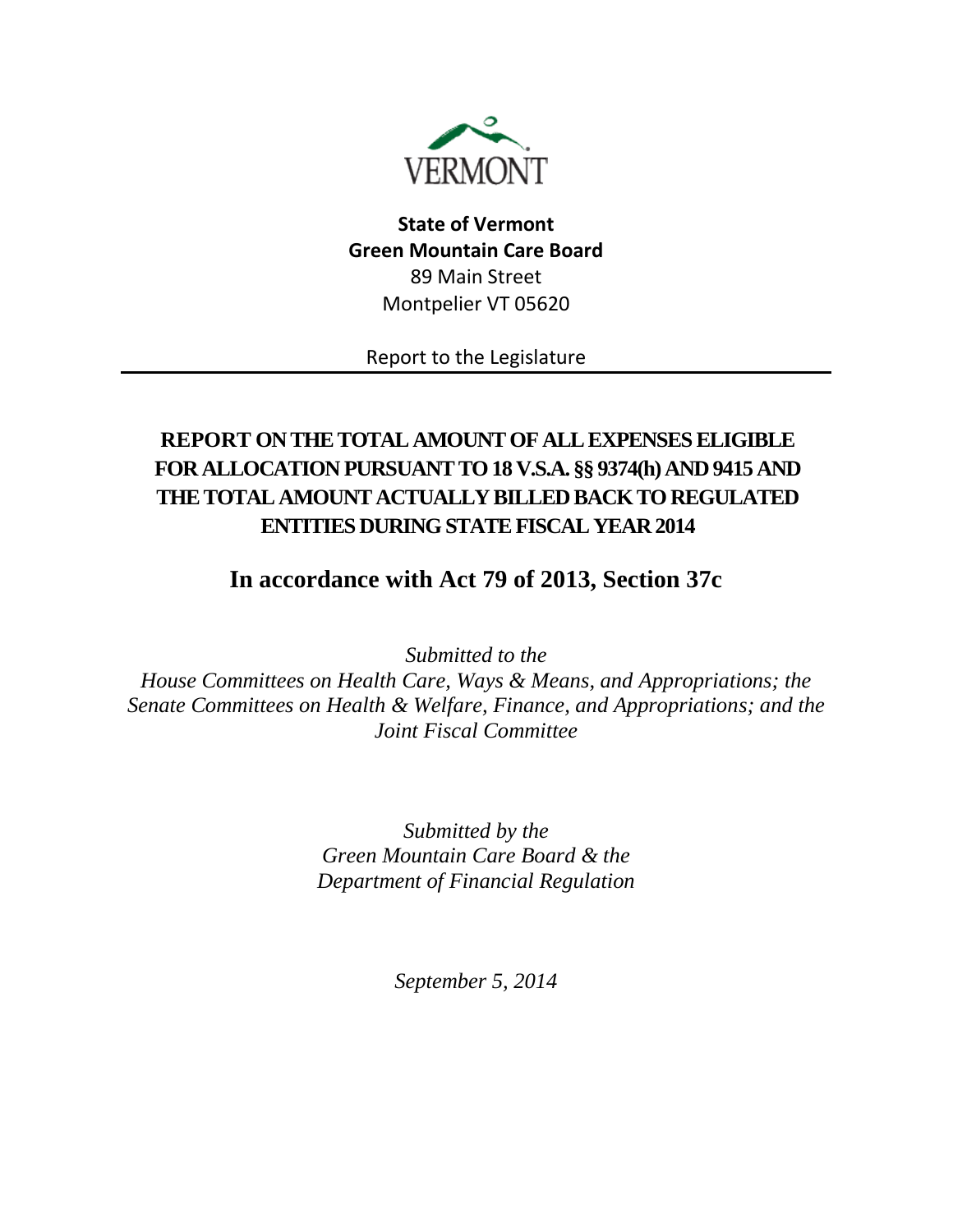VERMONT

**State of Vermont**
**Green Mountain Care Board**
89 Main Street
Montpelier VT 05620

Report to the Legislature

---

# REPORT ON THE TOTAL AMOUNT OF ALL EXPENSES ELIGIBLE FOR ALLOCATION PURSUANT TO 18 V.S.A. §§ 9374(h) AND 9415 AND THE TOTAL AMOUNT ACTUALLY BILLED BACK TO REGULATED ENTITIES DURING STATE FISCAL YEAR 2014

## In accordance with Act 79 of 2013, Section 37c

*Submitted to the*
*House Committees on Health Care, Ways & Means, and Appropriations; the Senate Committees on Health & Welfare, Finance, and Appropriations; and the Joint Fiscal Committee*

*Submitted by the*
*Green Mountain Care Board & the*
*Department of Financial Regulation*

*September 5, 2014*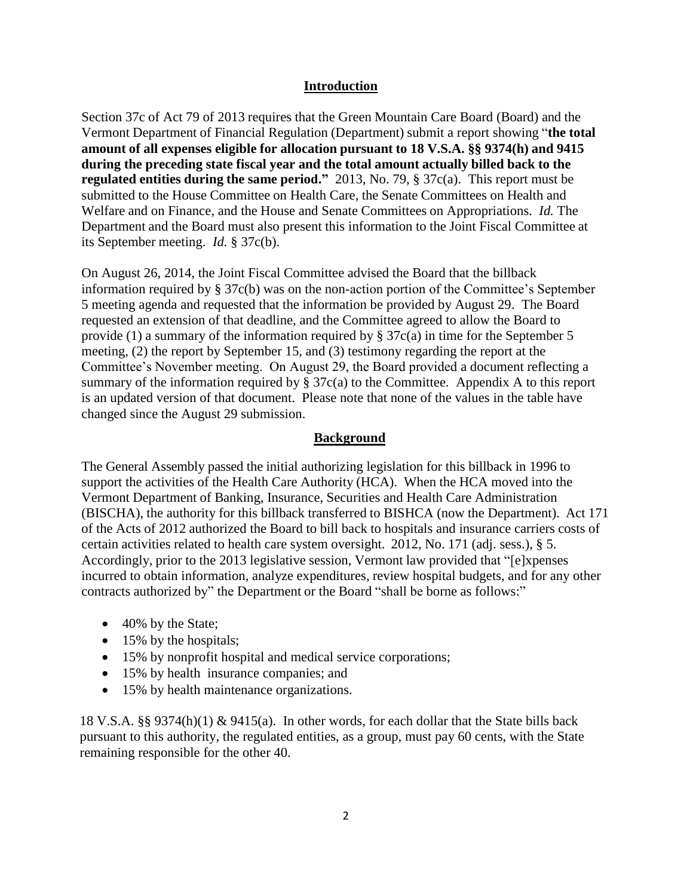## Introduction

Section 37c of Act 79 of 2013 requires that the Green Mountain Care Board (Board) and the Vermont Department of Financial Regulation (Department) submit a report showing "**the total amount of all expenses eligible for allocation pursuant to 18 V.S.A. §§ 9374(h) and 9415 during the preceding state fiscal year and the total amount actually billed back to the regulated entities during the same period.**" 2013, No. 79, § 37c(a). This report must be submitted to the House Committee on Health Care, the Senate Committees on Health and Welfare and on Finance, and the House and Senate Committees on Appropriations. *Id.* The Department and the Board must also present this information to the Joint Fiscal Committee at its September meeting. *Id.* § 37c(b).

On August 26, 2014, the Joint Fiscal Committee advised the Board that the billback information required by § 37c(b) was on the non-action portion of the Committee's September 5 meeting agenda and requested that the information be provided by August 29. The Board requested an extension of that deadline, and the Committee agreed to allow the Board to provide (1) a summary of the information required by § 37c(a) in time for the September 5 meeting, (2) the report by September 15, and (3) testimony regarding the report at the Committee's November meeting. On August 29, the Board provided a document reflecting a summary of the information required by § 37c(a) to the Committee. Appendix A to this report is an updated version of that document. Please note that none of the values in the table have changed since the August 29 submission.

## Background

The General Assembly passed the initial authorizing legislation for this billback in 1996 to support the activities of the Health Care Authority (HCA). When the HCA moved into the Vermont Department of Banking, Insurance, Securities and Health Care Administration (BISCHA), the authority for this billback transferred to BISHCA (now the Department). Act 171 of the Acts of 2012 authorized the Board to bill back to hospitals and insurance carriers costs of certain activities related to health care system oversight. 2012, No. 171 (adj. sess.), § 5. Accordingly, prior to the 2013 legislative session, Vermont law provided that "[e]xpenses incurred to obtain information, analyze expenditures, review hospital budgets, and for any other contracts authorized by" the Department or the Board "shall be borne as follows:"

- 40% by the State;
- 15% by the hospitals;
- 15% by nonprofit hospital and medical service corporations;
- 15% by health insurance companies; and
- 15% by health maintenance organizations.

18 V.S.A. §§ 9374(h)(1) & 9415(a). In other words, for each dollar that the State bills back pursuant to this authority, the regulated entities, as a group, must pay 60 cents, with the State remaining responsible for the other 40.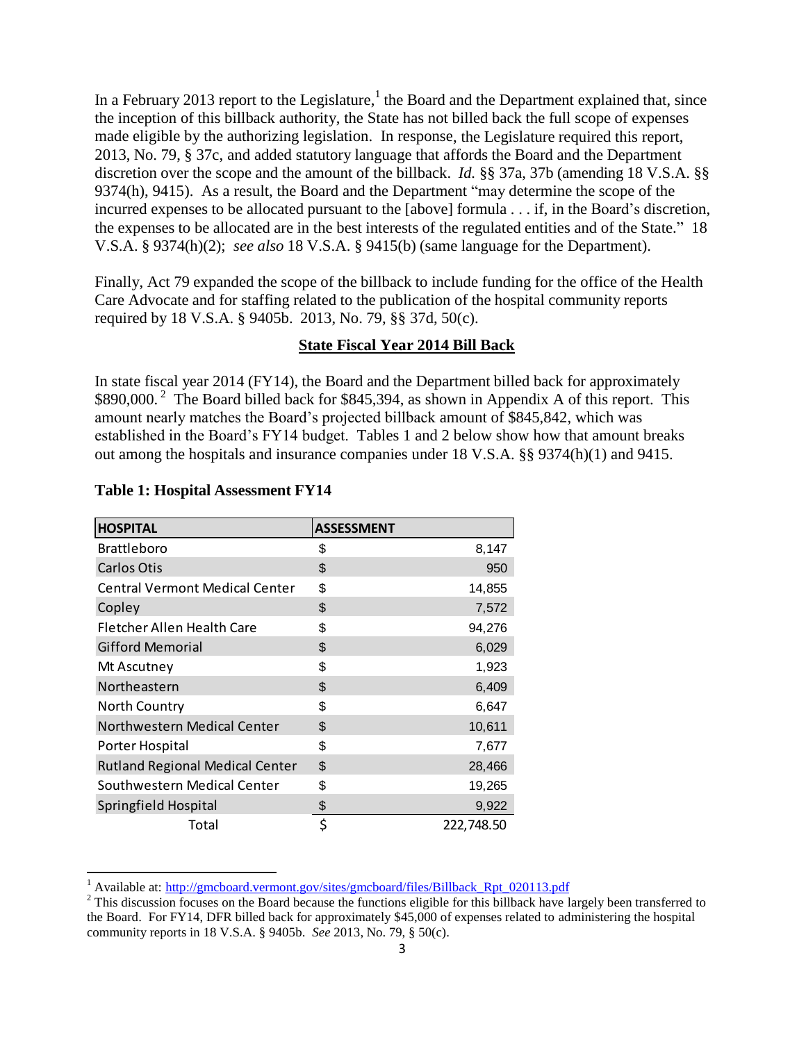In a February 2013 report to the Legislature,[1] the Board and the Department explained that, since the inception of this billback authority, the State has not billed back the full scope of expenses made eligible by the authorizing legislation. In response, the Legislature required this report, 2013, No. 79, § 37c, and added statutory language that affords the Board and the Department discretion over the scope and the amount of the billback. *Id.* §§ 37a, 37b (amending 18 V.S.A. §§ 9374(h), 9415). As a result, the Board and the Department "may determine the scope of the incurred expenses to be allocated pursuant to the [above] formula . . . if, in the Board's discretion, the expenses to be allocated are in the best interests of the regulated entities and of the State." 18 V.S.A. § 9374(h)(2); *see also* 18 V.S.A. § 9415(b) (same language for the Department).

Finally, Act 79 expanded the scope of the billback to include funding for the office of the Health Care Advocate and for staffing related to the publication of the hospital community reports required by 18 V.S.A. § 9405b. 2013, No. 79, §§ 37d, 50(c).

## State Fiscal Year 2014 Bill Back

In state fiscal year 2014 (FY14), the Board and the Department billed back for approximately $890,000.[2] The Board billed back for $845,394, as shown in Appendix A of this report. This amount nearly matches the Board's projected billback amount of $845,842, which was established in the Board's FY14 budget. Tables 1 and 2 below show how that amount breaks out among the hospitals and insurance companies under 18 V.S.A. §§ 9374(h)(1) and 9415.

**Table 1: Hospital Assessment FY14**

| HOSPITAL | ASSESSMENT |
|---|---|
| Brattleboro | $ 8,147 |
| Carlos Otis | $ 950 |
| Central Vermont Medical Center | $ 14,855 |
| Copley | $ 7,572 |
| Fletcher Allen Health Care | $ 94,276 |
| Gifford Memorial | $ 6,029 |
| Mt Ascutney | $ 1,923 |
| Northeastern | $ 6,409 |
| North Country | $ 6,647 |
| Northwestern Medical Center | $ 10,611 |
| Porter Hospital | $ 7,677 |
| Rutland Regional Medical Center | $ 28,466 |
| Southwestern Medical Center | $ 19,265 |
| Springfield Hospital | $ 9,922 |
| Total | $ 222,748.50 |

[1] Available at: http://gmcboard.vermont.gov/sites/gmcboard/files/Billback_Rpt_020113.pdf

[2] This discussion focuses on the Board because the functions eligible for this billback have largely been transferred to the Board. For FY14, DFR billed back for approximately $45,000 of expenses related to administering the hospital community reports in 18 V.S.A. § 9405b. *See* 2013, No. 79, § 50(c).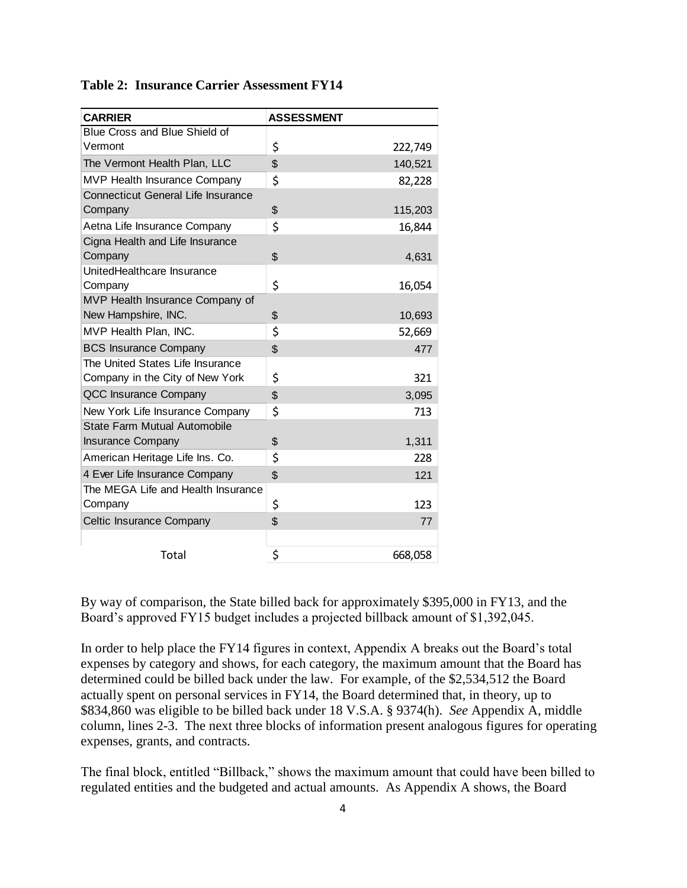**Table 2: Insurance Carrier Assessment FY14**

| CARRIER | ASSESSMENT |
|---|---|
| Blue Cross and Blue Shield of Vermont | $ 222,749 |
| The Vermont Health Plan, LLC | $ 140,521 |
| MVP Health Insurance Company | $ 82,228 |
| Connecticut General Life Insurance Company | $ 115,203 |
| Aetna Life Insurance Company | $ 16,844 |
| Cigna Health and Life Insurance Company | $ 4,631 |
| UnitedHealthcare Insurance Company | $ 16,054 |
| MVP Health Insurance Company of New Hampshire, INC. | $ 10,693 |
| MVP Health Plan, INC. | $ 52,669 |
| BCS Insurance Company | $ 477 |
| The United States Life Insurance Company in the City of New York | $ 321 |
| QCC Insurance Company | $ 3,095 |
| New York Life Insurance Company | $ 713 |
| State Farm Mutual Automobile Insurance Company | $ 1,311 |
| American Heritage Life Ins. Co. | $ 228 |
| 4 Ever Life Insurance Company | $ 121 |
| The MEGA Life and Health Insurance Company | $ 123 |
| Celtic Insurance Company | $ 77 |
| | |
| Total | $ 668,058 |

By way of comparison, the State billed back for approximately $395,000 in FY13, and the Board's approved FY15 budget includes a projected billback amount of $1,392,045.

In order to help place the FY14 figures in context, Appendix A breaks out the Board's total expenses by category and shows, for each category, the maximum amount that the Board has determined could be billed back under the law. For example, of the $2,534,512 the Board actually spent on personal services in FY14, the Board determined that, in theory, up to $834,860 was eligible to be billed back under 18 V.S.A. § 9374(h). *See* Appendix A, middle column, lines 2-3. The next three blocks of information present analogous figures for operating expenses, grants, and contracts.

The final block, entitled "Billback," shows the maximum amount that could have been billed to regulated entities and the budgeted and actual amounts. As Appendix A shows, the Board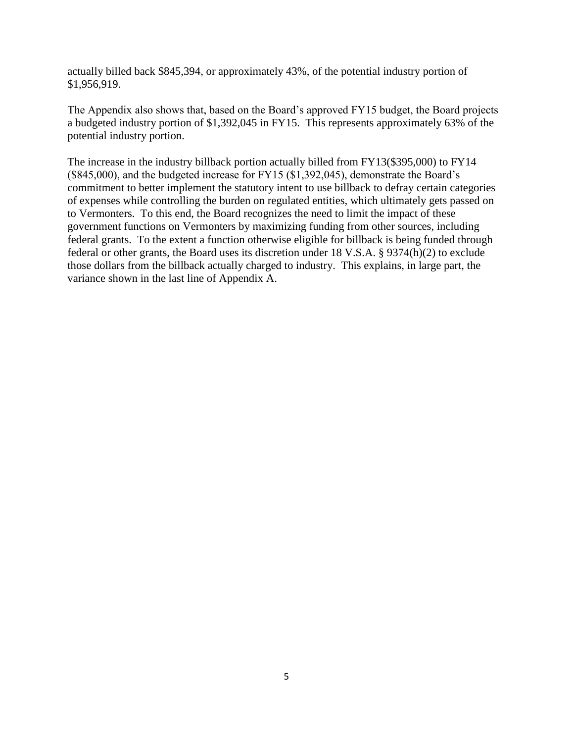actually billed back $845,394, or approximately 43%, of the potential industry portion of $1,956,919.

The Appendix also shows that, based on the Board's approved FY15 budget, the Board projects a budgeted industry portion of $1,392,045 in FY15. This represents approximately 63% of the potential industry portion.

The increase in the industry billback portion actually billed from FY13($395,000) to FY14 ($845,000), and the budgeted increase for FY15 ($1,392,045), demonstrate the Board's commitment to better implement the statutory intent to use billback to defray certain categories of expenses while controlling the burden on regulated entities, which ultimately gets passed on to Vermonters. To this end, the Board recognizes the need to limit the impact of these government functions on Vermonters by maximizing funding from other sources, including federal grants. To the extent a function otherwise eligible for billback is being funded through federal or other grants, the Board uses its discretion under 18 V.S.A. § 9374(h)(2) to exclude those dollars from the billback actually charged to industry. This explains, in large part, the variance shown in the last line of Appendix A.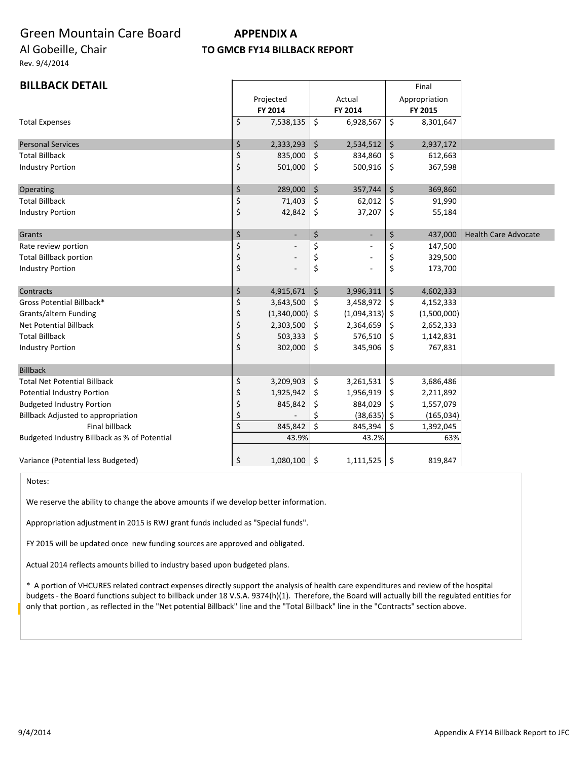Green Mountain Care Board

Al Gobeille, Chair

Rev. 9/4/2014

# APPENDIX A
## TO GMCB FY14 BILLBACK REPORT

### BILLBACK DETAIL

| | Projected FY 2014 | Actual FY 2014 | Final Appropriation FY 2015 | |
|---|---|---|---|---|
| Total Expenses | $ 7,538,135 | $ 6,928,567 | $ 8,301,647 | |
| Personal Services | $ 2,333,293 | $ 2,534,512 | $ 2,937,172 | |
| Total Billback | $ 835,000 | $ 834,860 | $ 612,663 | |
| Industry Portion | $ 501,000 | $ 500,916 | $ 367,598 | |
| Operating | $ 289,000 | $ 357,744 | $ 369,860 | |
| Total Billback | $ 71,403 | $ 62,012 | $ 91,990 | |
| Industry Portion | $ 42,842 | $ 37,207 | $ 55,184 | |
| Grants | $ - | $ - | $ 437,000 | Health Care Advocate |
| Rate review portion | $ - | $ - | $ 147,500 | |
| Total Billback portion | $ - | $ - | $ 329,500 | |
| Industry Portion | $ - | $ - | $ 173,700 | |
| Contracts | $ 4,915,671 | $ 3,996,311 | $ 4,602,333 | |
| Gross Potential Billback* | $ 3,643,500 | $ 3,458,972 | $ 4,152,333 | |
| Grants/altern Funding | $ (1,340,000) | $ (1,094,313) | $ (1,500,000) | |
| Net Potential Billback | $ 2,303,500 | $ 2,364,659 | $ 2,652,333 | |
| Total Billback | $ 503,333 | $ 576,510 | $ 1,142,831 | |
| Industry Portion | $ 302,000 | $ 345,906 | $ 767,831 | |
| Billback | | | | |
| Total Net Potential Billback | $ 3,209,903 | $ 3,261,531 | $ 3,686,486 | |
| Potential Industry Portion | $ 1,925,942 | $ 1,956,919 | $ 2,211,892 | |
| Budgeted Industry Portion | $ 845,842 | $ 884,029 | $ 1,557,079 | |
| Billback Adjusted to appropriation | $ - | $ (38,635) | $ (165,034) | |
| Final billback | $ 845,842 | $ 845,394 | $ 1,392,045 | |
| Budgeted Industry Billback as % of Potential | 43.9% | 43.2% | 63% | |
| Variance (Potential less Budgeted) | $ 1,080,100 | $ 1,111,525 | $ 819,847 | |

Notes:

We reserve the ability to change the above amounts if we develop better information.

Appropriation adjustment in 2015 is RWJ grant funds included as "Special funds".

FY 2015 will be updated once new funding sources are approved and obligated.

Actual 2014 reflects amounts billed to industry based upon budgeted plans.

* A portion of VHCURES related contract expenses directly support the analysis of health care expenditures and review of the hospital budgets - the Board functions subject to billback under 18 V.S.A. 9374(h)(1). Therefore, the Board will actually bill the regulated entities for only that portion , as reflected in the "Net potential Billback" line and the "Total Billback" line in the "Contracts" section above.